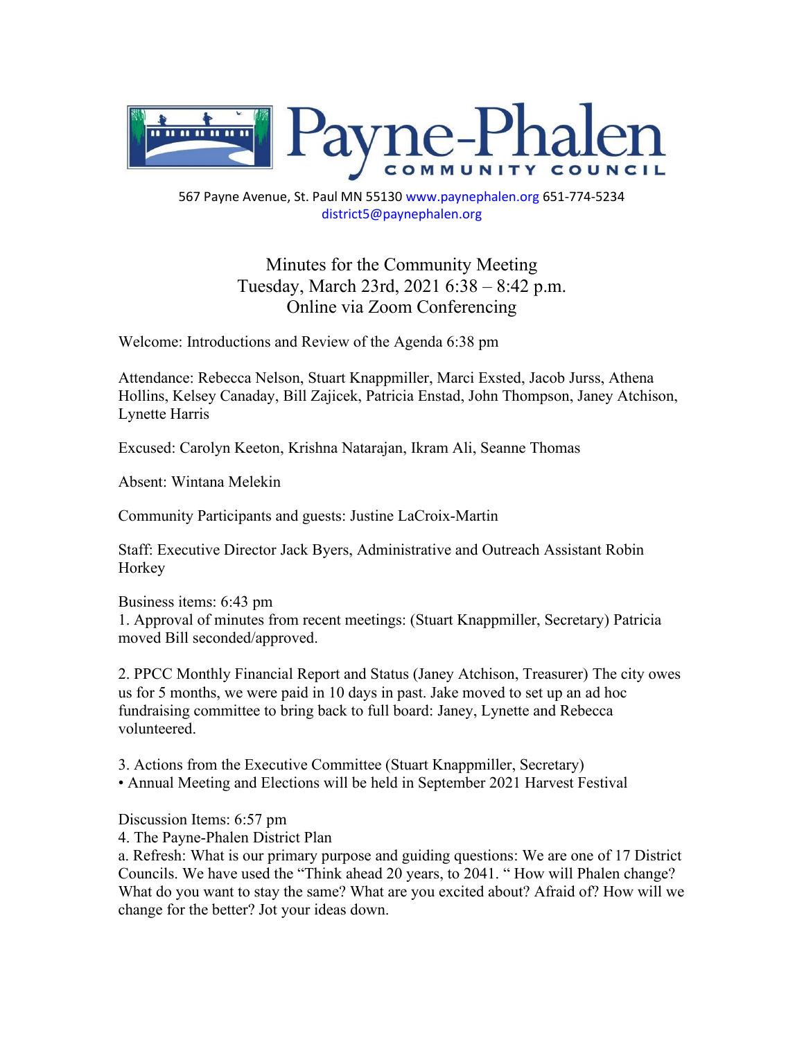# Payne-Phalen

COMMUNITY COUNCIL

567 Payne Avenue, St. Paul MN 55130 www.paynephalen.org 651-774-5234
district5@paynephalen.org

## Minutes for the Community Meeting
## Tuesday, March 23rd, 2021 6:38 – 8:42 p.m.
## Online via Zoom Conferencing

Welcome: Introductions and Review of the Agenda 6:38 pm

Attendance: Rebecca Nelson, Stuart Knappmiller, Marci Exsted, Jacob Jurss, Athena Hollins, Kelsey Canaday, Bill Zajicek, Patricia Enstad, John Thompson, Janey Atchison, Lynette Harris

Excused: Carolyn Keeton, Krishna Natarajan, Ikram Ali, Seanne Thomas

Absent: Wintana Melekin

Community Participants and guests: Justine LaCroix-Martin

Staff: Executive Director Jack Byers, Administrative and Outreach Assistant Robin Horkey

Business items: 6:43 pm

1. Approval of minutes from recent meetings: (Stuart Knappmiller, Secretary) Patricia moved Bill seconded/approved.

2. PPCC Monthly Financial Report and Status (Janey Atchison, Treasurer) The city owes us for 5 months, we were paid in 10 days in past. Jake moved to set up an ad hoc fundraising committee to bring back to full board: Janey, Lynette and Rebecca volunteered.

3. Actions from the Executive Committee (Stuart Knappmiller, Secretary)
   - Annual Meeting and Elections will be held in September 2021 Harvest Festival

Discussion Items: 6:57 pm

4. The Payne-Phalen District Plan

   a. Refresh: What is our primary purpose and guiding questions: We are one of 17 District Councils. We have used the "Think ahead 20 years, to 2041. " How will Phalen change? What do you want to stay the same? What are you excited about? Afraid of? How will we change for the better? Jot your ideas down.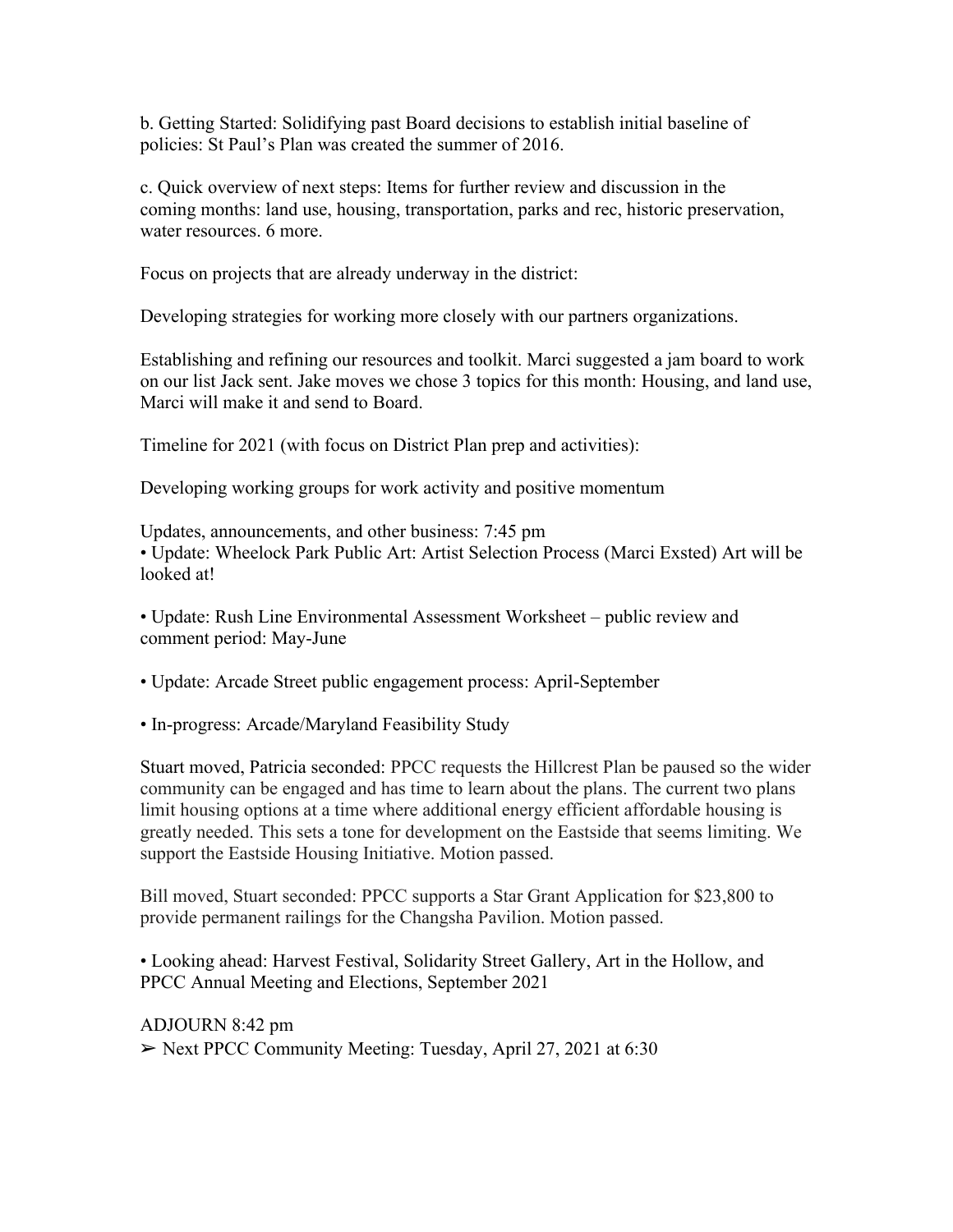b. Getting Started: Solidifying past Board decisions to establish initial baseline of policies: St Paul's Plan was created the summer of 2016.

c. Quick overview of next steps: Items for further review and discussion in the coming months: land use, housing, transportation, parks and rec, historic preservation, water resources. 6 more.

Focus on projects that are already underway in the district:

Developing strategies for working more closely with our partners organizations.

Establishing and refining our resources and toolkit. Marci suggested a jam board to work on our list Jack sent. Jake moves we chose 3 topics for this month: Housing, and land use, Marci will make it and send to Board.

Timeline for 2021 (with focus on District Plan prep and activities):

Developing working groups for work activity and positive momentum

Updates, announcements, and other business: 7:45 pm

- Update: Wheelock Park Public Art: Artist Selection Process (Marci Exsted) Art will be looked at!

- Update: Rush Line Environmental Assessment Worksheet – public review and comment period: May-June

- Update: Arcade Street public engagement process: April-September

- In-progress: Arcade/Maryland Feasibility Study

Stuart moved, Patricia seconded: PPCC requests the Hillcrest Plan be paused so the wider community can be engaged and has time to learn about the plans. The current two plans limit housing options at a time where additional energy efficient affordable housing is greatly needed. This sets a tone for development on the Eastside that seems limiting. We support the Eastside Housing Initiative. Motion passed.

Bill moved, Stuart seconded: PPCC supports a Star Grant Application for $23,800 to provide permanent railings for the Changsha Pavilion. Motion passed.

- Looking ahead: Harvest Festival, Solidarity Street Gallery, Art in the Hollow, and PPCC Annual Meeting and Elections, September 2021

ADJOURN 8:42 pm

➢ Next PPCC Community Meeting: Tuesday, April 27, 2021 at 6:30